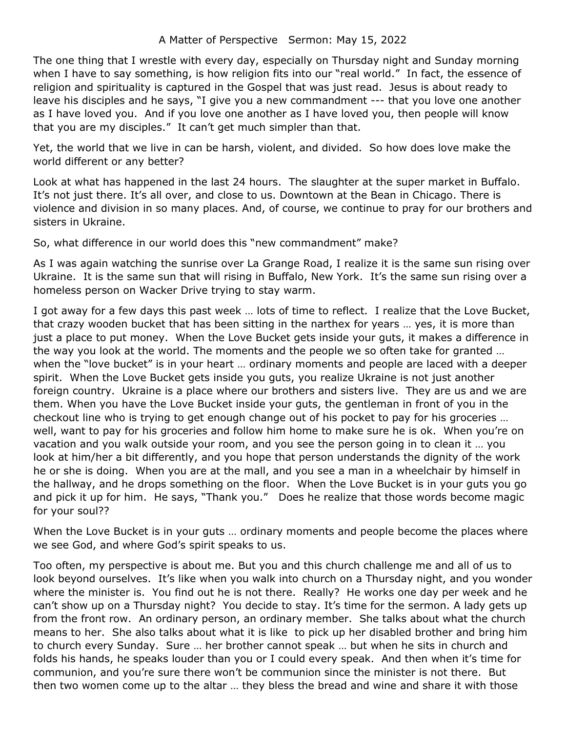A Matter of Perspective   Sermon: May 15, 2022

The one thing that I wrestle with every day, especially on Thursday night and Sunday morning when I have to say something, is how religion fits into our "real world." In fact, the essence of religion and spirituality is captured in the Gospel that was just read. Jesus is about ready to leave his disciples and he says, "I give you a new commandment --- that you love one another as I have loved you. And if you love one another as I have loved you, then people will know that you are my disciples." It can't get much simpler than that.

Yet, the world that we live in can be harsh, violent, and divided. So how does love make the world different or any better?

Look at what has happened in the last 24 hours. The slaughter at the super market in Buffalo. It's not just there. It's all over, and close to us. Downtown at the Bean in Chicago. There is violence and division in so many places. And, of course, we continue to pray for our brothers and sisters in Ukraine.

So, what difference in our world does this "new commandment" make?

As I was again watching the sunrise over La Grange Road, I realize it is the same sun rising over Ukraine. It is the same sun that will rising in Buffalo, New York. It's the same sun rising over a homeless person on Wacker Drive trying to stay warm.

I got away for a few days this past week … lots of time to reflect. I realize that the Love Bucket, that crazy wooden bucket that has been sitting in the narthex for years … yes, it is more than just a place to put money. When the Love Bucket gets inside your guts, it makes a difference in the way you look at the world. The moments and the people we so often take for granted … when the "love bucket" is in your heart … ordinary moments and people are laced with a deeper spirit. When the Love Bucket gets inside you guts, you realize Ukraine is not just another foreign country. Ukraine is a place where our brothers and sisters live. They are us and we are them. When you have the Love Bucket inside your guts, the gentleman in front of you in the checkout line who is trying to get enough change out of his pocket to pay for his groceries … well, want to pay for his groceries and follow him home to make sure he is ok. When you're on vacation and you walk outside your room, and you see the person going in to clean it … you look at him/her a bit differently, and you hope that person understands the dignity of the work he or she is doing. When you are at the mall, and you see a man in a wheelchair by himself in the hallway, and he drops something on the floor. When the Love Bucket is in your guts you go and pick it up for him. He says, "Thank you." Does he realize that those words become magic for your soul??

When the Love Bucket is in your guts … ordinary moments and people become the places where we see God, and where God's spirit speaks to us.

Too often, my perspective is about me. But you and this church challenge me and all of us to look beyond ourselves. It's like when you walk into church on a Thursday night, and you wonder where the minister is. You find out he is not there. Really? He works one day per week and he can't show up on a Thursday night? You decide to stay. It's time for the sermon. A lady gets up from the front row. An ordinary person, an ordinary member. She talks about what the church means to her. She also talks about what it is like to pick up her disabled brother and bring him to church every Sunday. Sure … her brother cannot speak … but when he sits in church and folds his hands, he speaks louder than you or I could every speak. And then when it's time for communion, and you're sure there won't be communion since the minister is not there. But then two women come up to the altar … they bless the bread and wine and share it with those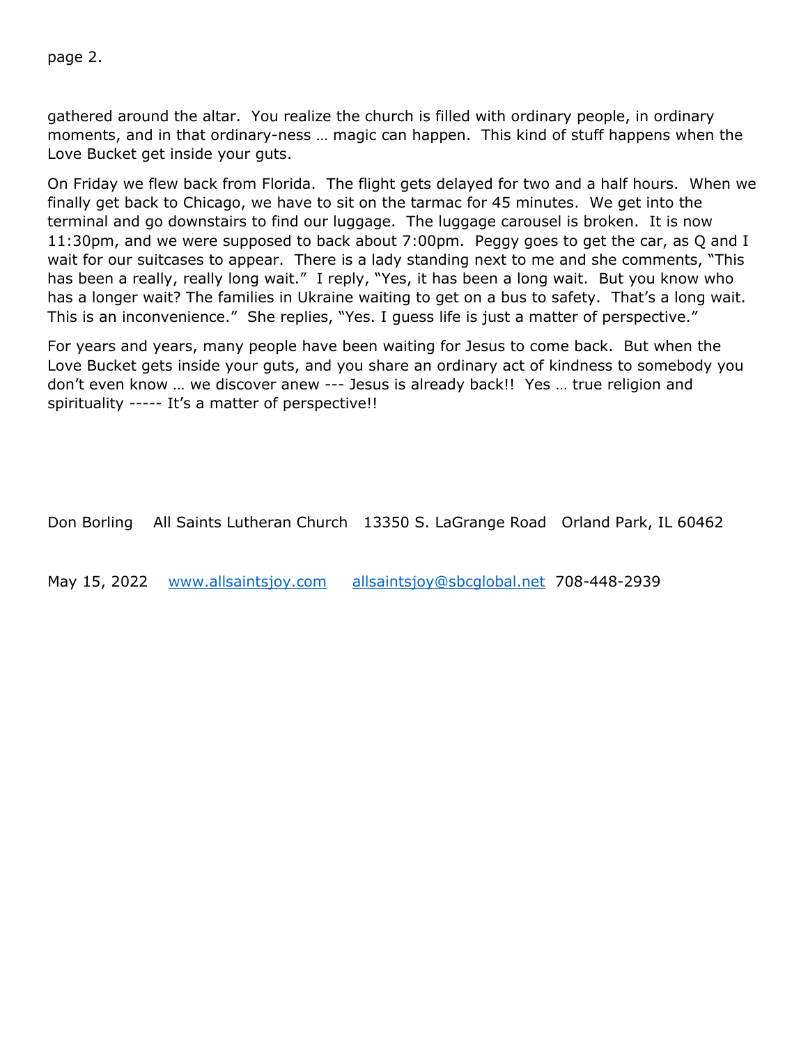gathered around the altar. You realize the church is filled with ordinary people, in ordinary moments, and in that ordinary-ness … magic can happen. This kind of stuff happens when the Love Bucket get inside your guts.

On Friday we flew back from Florida. The flight gets delayed for two and a half hours. When we finally get back to Chicago, we have to sit on the tarmac for 45 minutes. We get into the terminal and go downstairs to find our luggage. The luggage carousel is broken. It is now 11:30pm, and we were supposed to back about 7:00pm. Peggy goes to get the car, as Q and I wait for our suitcases to appear. There is a lady standing next to me and she comments, "This has been a really, really long wait." I reply, "Yes, it has been a long wait. But you know who has a longer wait? The families in Ukraine waiting to get on a bus to safety. That's a long wait. This is an inconvenience." She replies, "Yes. I guess life is just a matter of perspective."

For years and years, many people have been waiting for Jesus to come back. But when the Love Bucket gets inside your guts, and you share an ordinary act of kindness to somebody you don't even know … we discover anew --- Jesus is already back!! Yes … true religion and spirituality ----- It's a matter of perspective!!

Don Borling All Saints Lutheran Church 13350 S. LaGrange Road Orland Park, IL 60462

May 15, 2022 www.allsaintsjoy.com allsaintsjoy@sbcglobal.net 708-448-2939